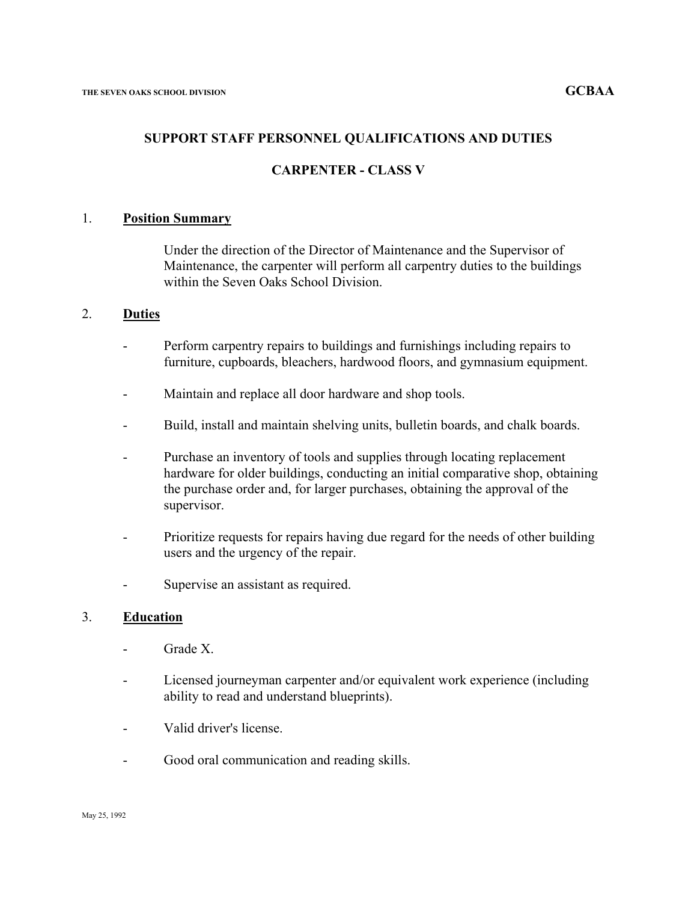THE SEVEN OAKS SCHOOL DIVISION **GCBAA**

## SUPPORT STAFF PERSONNEL QUALIFICATIONS AND DUTIES

## CARPENTER - CLASS V

### 1. Position Summary

Under the direction of the Director of Maintenance and the Supervisor of Maintenance, the carpenter will perform all carpentry duties to the buildings within the Seven Oaks School Division.

### 2. Duties

- Perform carpentry repairs to buildings and furnishings including repairs to furniture, cupboards, bleachers, hardwood floors, and gymnasium equipment.
- Maintain and replace all door hardware and shop tools.
- Build, install and maintain shelving units, bulletin boards, and chalk boards.
- Purchase an inventory of tools and supplies through locating replacement hardware for older buildings, conducting an initial comparative shop, obtaining the purchase order and, for larger purchases, obtaining the approval of the supervisor.
- Prioritize requests for repairs having due regard for the needs of other building users and the urgency of the repair.
- Supervise an assistant as required.

### 3. Education

- Grade X.
- Licensed journeyman carpenter and/or equivalent work experience (including ability to read and understand blueprints).
- Valid driver's license.
- Good oral communication and reading skills.

May 25, 1992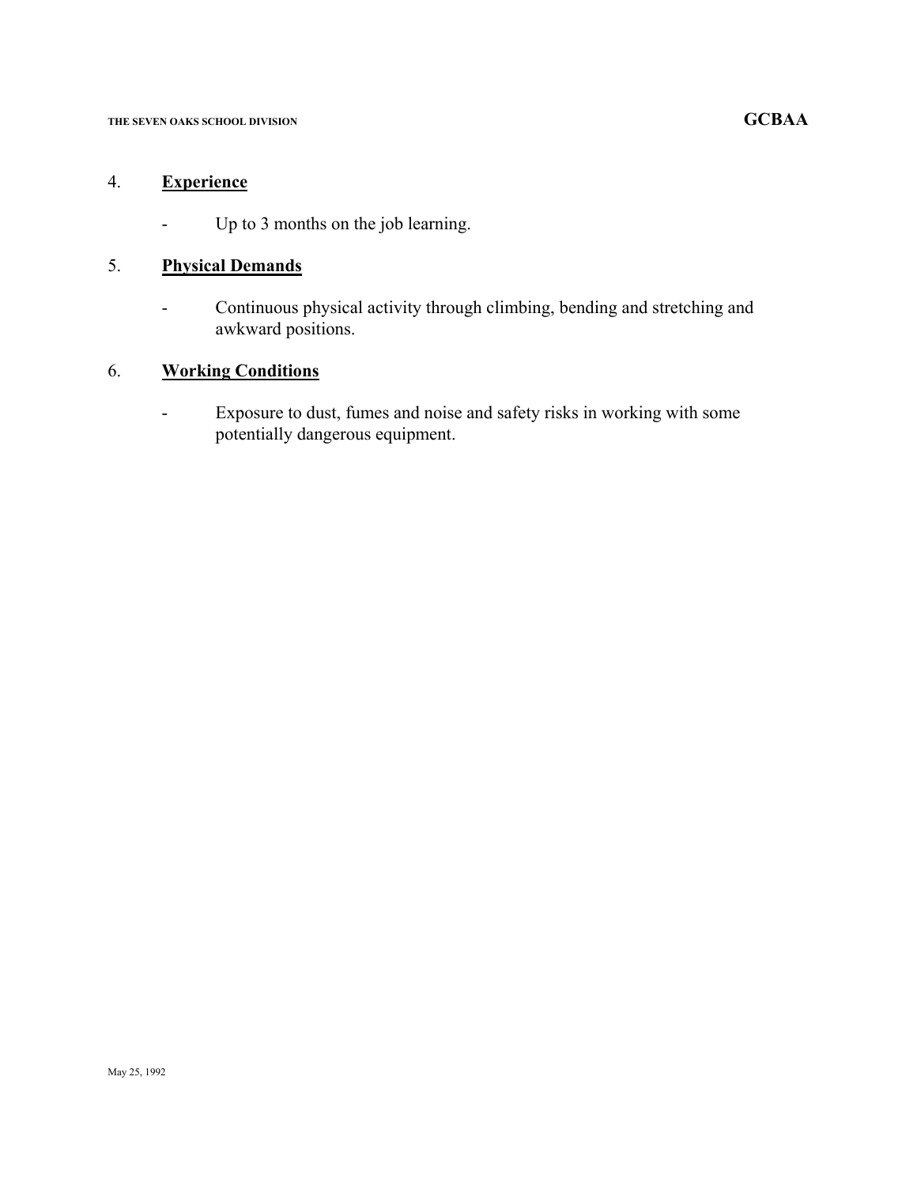4. **Experience**

   - Up to 3 months on the job learning.

5. **Physical Demands**

   - Continuous physical activity through climbing, bending and stretching and awkward positions.

6. **Working Conditions**

   - Exposure to dust, fumes and noise and safety risks in working with some potentially dangerous equipment.